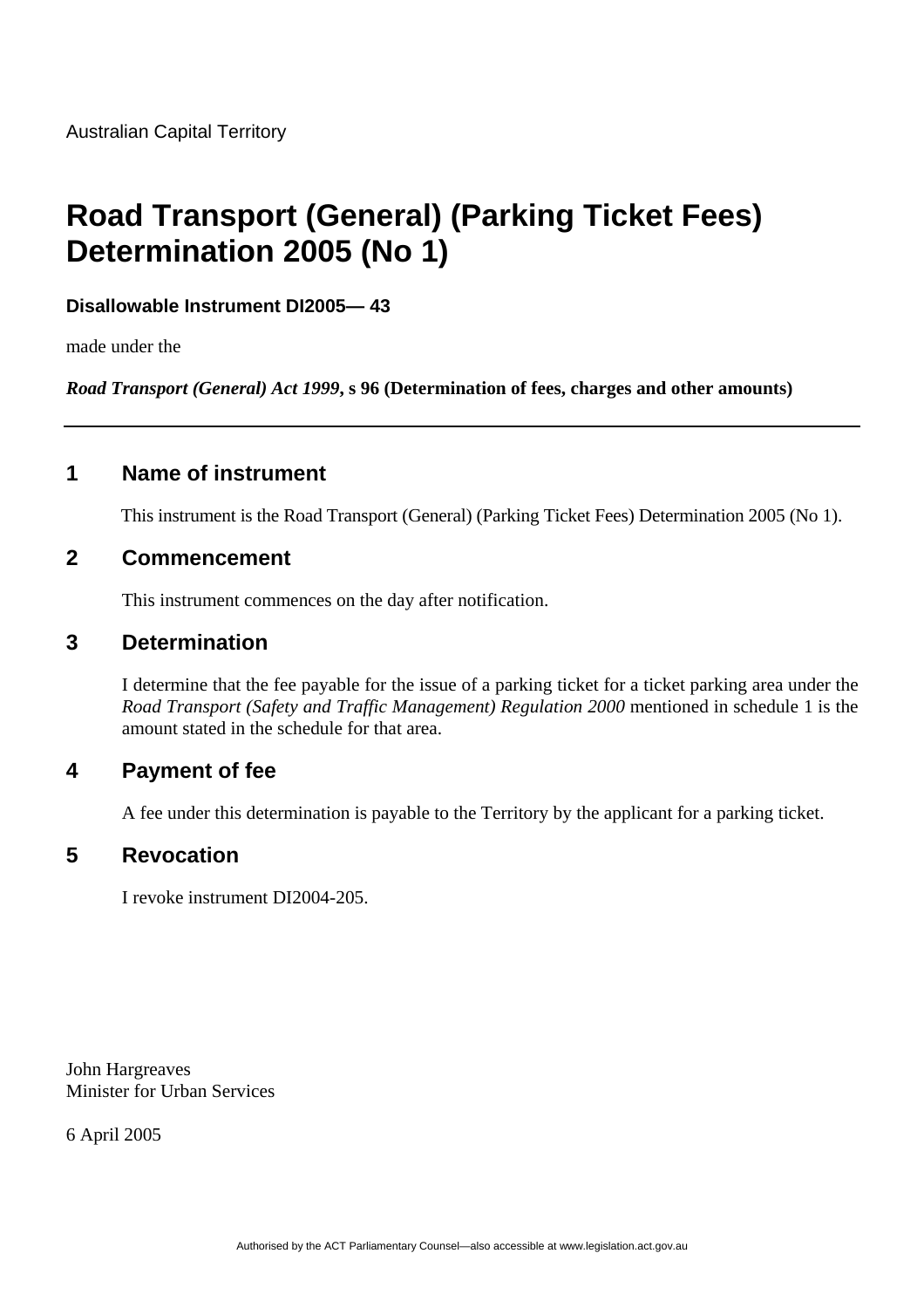Australian Capital Territory

# Road Transport (General) (Parking Ticket Fees) Determination 2005 (No 1)

**Disallowable Instrument DI2005— 43**

made under the

***Road Transport (General) Act 1999*, s 96 (Determination of fees, charges and other amounts)**

---

## 1 Name of instrument

This instrument is the Road Transport (General) (Parking Ticket Fees) Determination 2005 (No 1).

## 2 Commencement

This instrument commences on the day after notification.

## 3 Determination

I determine that the fee payable for the issue of a parking ticket for a ticket parking area under the *Road Transport (Safety and Traffic Management) Regulation 2000* mentioned in schedule 1 is the amount stated in the schedule for that area.

## 4 Payment of fee

A fee under this determination is payable to the Territory by the applicant for a parking ticket.

## 5 Revocation

I revoke instrument DI2004-205.

John Hargreaves
Minister for Urban Services

6 April 2005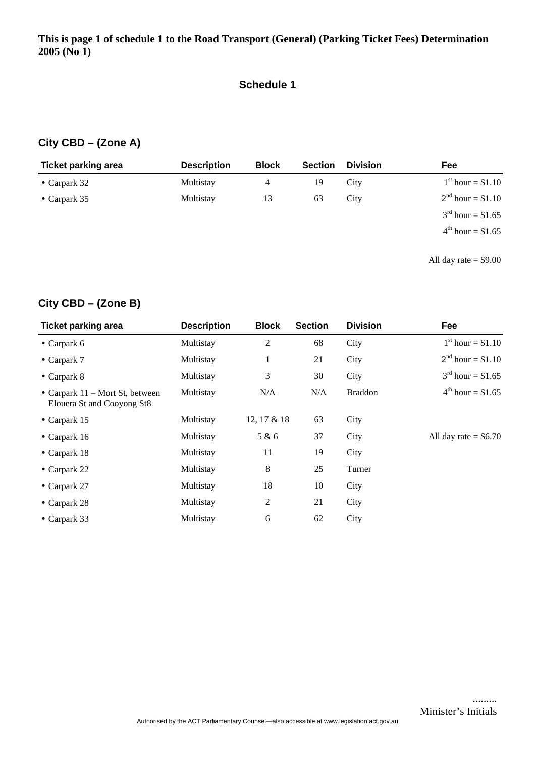**This is page 1 of schedule 1 to the Road Transport (General) (Parking Ticket Fees) Determination 2005 (No 1)**

## Schedule 1

### City CBD – (Zone A)

| Ticket parking area | Description | Block | Section | Division | Fee |
|---|---|---|---|---|---|
| • Carpark 32 | Multistay | 4 | 19 | City | 1st hour = $1.10 |
| • Carpark 35 | Multistay | 13 | 63 | City | 2nd hour = $1.10 |
| | | | | | 3rd hour = $1.65 |
| | | | | | 4th hour = $1.65 |
| | | | | | |
| | | | | | All day rate = $9.00 |

### City CBD – (Zone B)

| Ticket parking area | Description | Block | Section | Division | Fee |
|---|---|---|---|---|---|
| • Carpark 6 | Multistay | 2 | 68 | City | 1st hour = $1.10 |
| • Carpark 7 | Multistay | 1 | 21 | City | 2nd hour = $1.10 |
| • Carpark 8 | Multistay | 3 | 30 | City | 3rd hour = $1.65 |
| • Carpark 11 – Mort St, between Elouera St and Cooyong St8 | Multistay | N/A | N/A | Braddon | 4th hour = $1.65 |
| • Carpark 15 | Multistay | 12, 17 & 18 | 63 | City | |
| • Carpark 16 | Multistay | 5 & 6 | 37 | City | All day rate = $6.70 |
| • Carpark 18 | Multistay | 11 | 19 | City | |
| • Carpark 22 | Multistay | 8 | 25 | Turner | |
| • Carpark 27 | Multistay | 18 | 10 | City | |
| • Carpark 28 | Multistay | 2 | 21 | City | |
| • Carpark 33 | Multistay | 6 | 62 | City | |

.........
Minister's Initials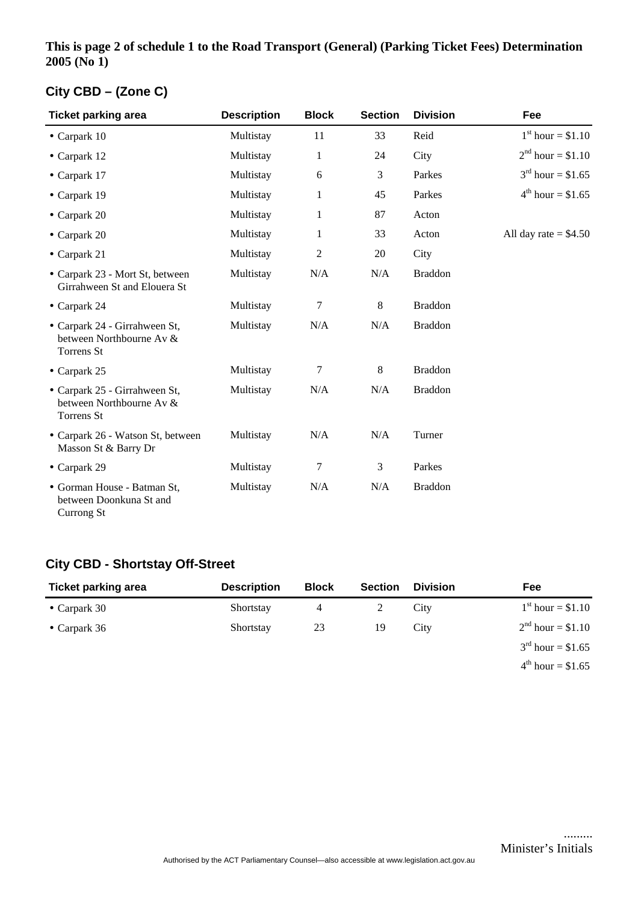**This is page 2 of schedule 1 to the Road Transport (General) (Parking Ticket Fees) Determination 2005 (No 1)**

## City CBD – (Zone C)

| Ticket parking area | Description | Block | Section | Division | Fee |
|---|---|---|---|---|---|
| • Carpark 10 | Multistay | 11 | 33 | Reid | 1st hour = $1.10 |
| • Carpark 12 | Multistay | 1 | 24 | City | 2nd hour = $1.10 |
| • Carpark 17 | Multistay | 6 | 3 | Parkes | 3rd hour = $1.65 |
| • Carpark 19 | Multistay | 1 | 45 | Parkes | 4th hour = $1.65 |
| • Carpark 20 | Multistay | 1 | 87 | Acton | |
| • Carpark 20 | Multistay | 1 | 33 | Acton | All day rate = $4.50 |
| • Carpark 21 | Multistay | 2 | 20 | City | |
| • Carpark 23 - Mort St, between Girrahween St and Elouera St | Multistay | N/A | N/A | Braddon | |
| • Carpark 24 | Multistay | 7 | 8 | Braddon | |
| • Carpark 24 - Girrahween St, between Northbourne Av & Torrens St | Multistay | N/A | N/A | Braddon | |
| • Carpark 25 | Multistay | 7 | 8 | Braddon | |
| • Carpark 25 - Girrahween St, between Northbourne Av & Torrens St | Multistay | N/A | N/A | Braddon | |
| • Carpark 26 - Watson St, between Masson St & Barry Dr | Multistay | N/A | N/A | Turner | |
| • Carpark 29 | Multistay | 7 | 3 | Parkes | |
| • Gorman House - Batman St, between Doonkuna St and Currong St | Multistay | N/A | N/A | Braddon | |

## City CBD - Shortstay Off-Street

| Ticket parking area | Description | Block | Section | Division | Fee |
|---|---|---|---|---|---|
| • Carpark 30 | Shortstay | 4 | 2 | City | 1st hour = $1.10 |
| • Carpark 36 | Shortstay | 23 | 19 | City | 2nd hour = $1.10 |
| | | | | | 3rd hour = $1.65 |
| | | | | | 4th hour = $1.65 |

.........
Minister's Initials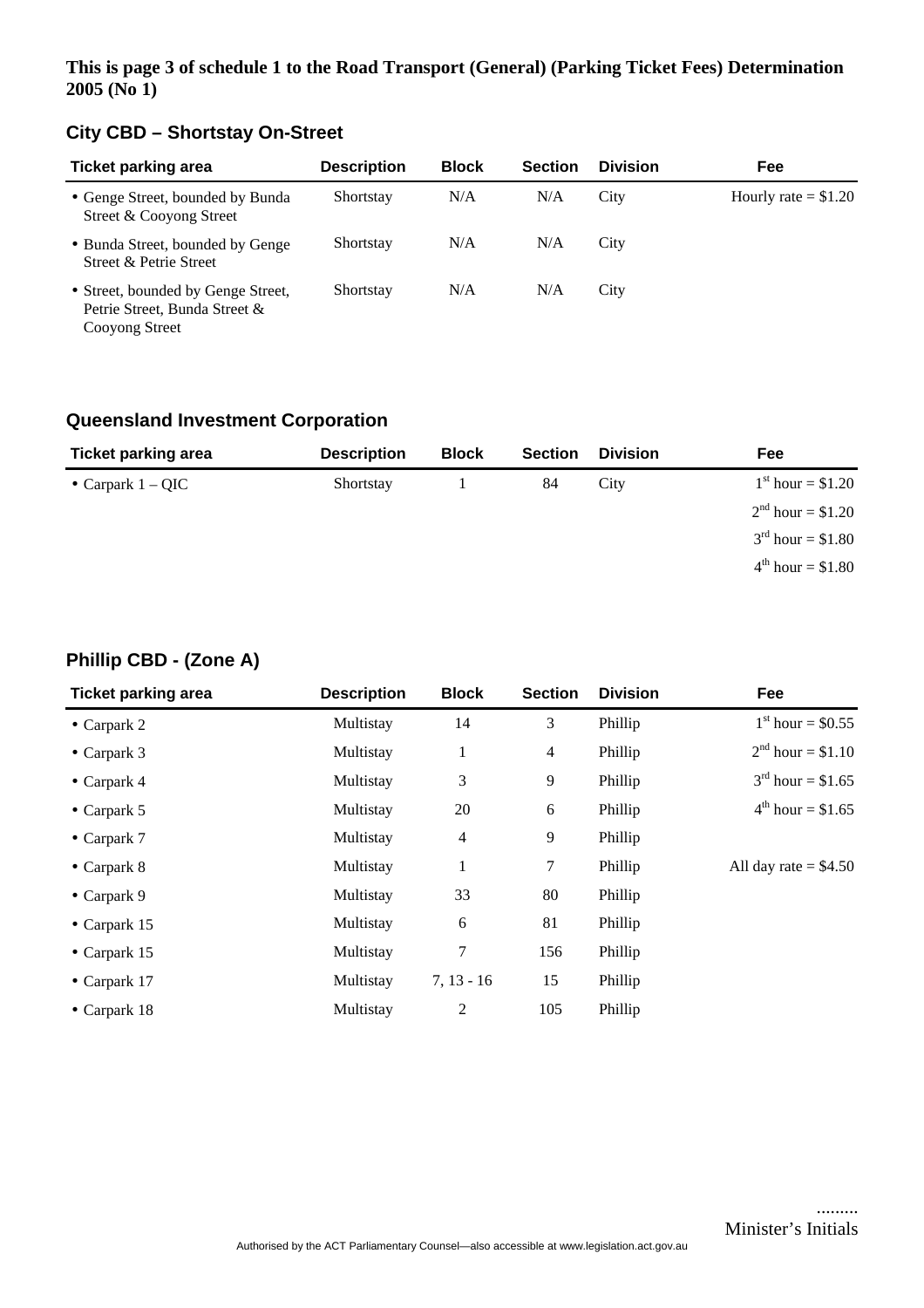**This is page 3 of schedule 1 to the Road Transport (General) (Parking Ticket Fees) Determination 2005 (No 1)**

## City CBD – Shortstay On-Street

| Ticket parking area | Description | Block | Section | Division | Fee |
|---|---|---|---|---|---|
| • Genge Street, bounded by Bunda Street & Cooyong Street | Shortstay | N/A | N/A | City | Hourly rate = $1.20 |
| • Bunda Street, bounded by Genge Street & Petrie Street | Shortstay | N/A | N/A | City | |
| • Street, bounded by Genge Street, Petrie Street, Bunda Street & Cooyong Street | Shortstay | N/A | N/A | City | |

## Queensland Investment Corporation

| Ticket parking area | Description | Block | Section | Division | Fee |
|---|---|---|---|---|---|
| • Carpark 1 – QIC | Shortstay | 1 | 84 | City | 1st hour = $1.20 |
| | | | | | 2nd hour = $1.20 |
| | | | | | 3rd hour = $1.80 |
| | | | | | 4th hour = $1.80 |

## Phillip CBD - (Zone A)

| Ticket parking area | Description | Block | Section | Division | Fee |
|---|---|---|---|---|---|
| • Carpark 2 | Multistay | 14 | 3 | Phillip | 1st hour = $0.55 |
| • Carpark 3 | Multistay | 1 | 4 | Phillip | 2nd hour = $1.10 |
| • Carpark 4 | Multistay | 3 | 9 | Phillip | 3rd hour = $1.65 |
| • Carpark 5 | Multistay | 20 | 6 | Phillip | 4th hour = $1.65 |
| • Carpark 7 | Multistay | 4 | 9 | Phillip | |
| • Carpark 8 | Multistay | 1 | 7 | Phillip | All day rate = $4.50 |
| • Carpark 9 | Multistay | 33 | 80 | Phillip | |
| • Carpark 15 | Multistay | 6 | 81 | Phillip | |
| • Carpark 15 | Multistay | 7 | 156 | Phillip | |
| • Carpark 17 | Multistay | 7, 13 - 16 | 15 | Phillip | |
| • Carpark 18 | Multistay | 2 | 105 | Phillip | |

.........
Minister's Initials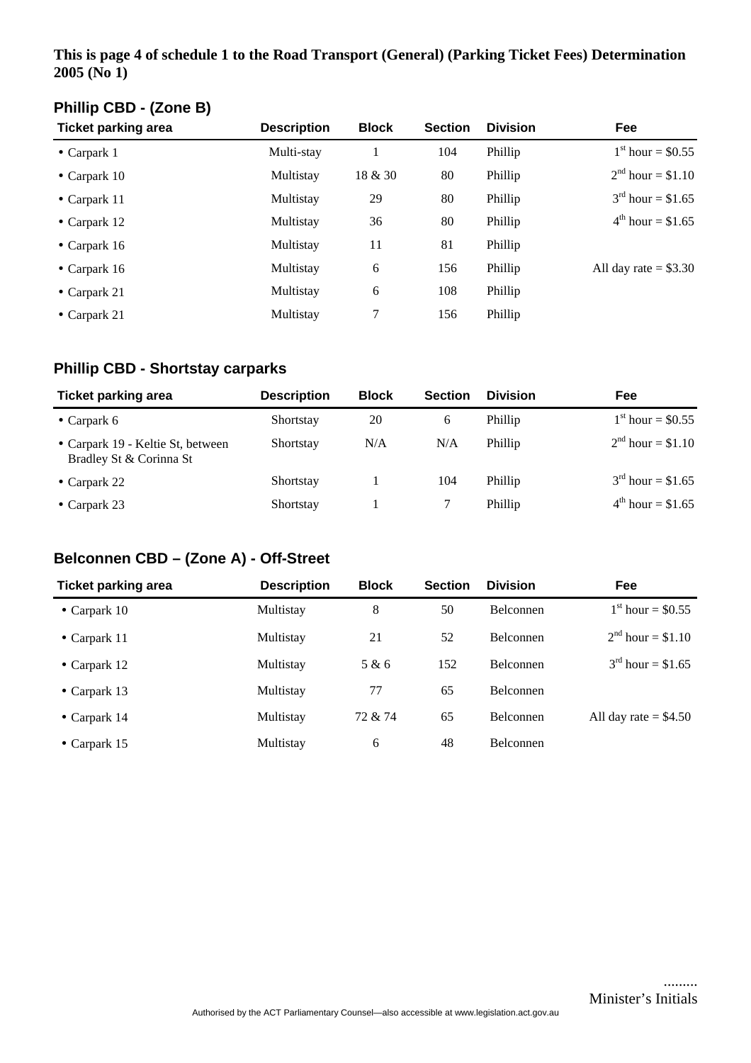**This is page 4 of schedule 1 to the Road Transport (General) (Parking Ticket Fees) Determination 2005 (No 1)**

## Phillip CBD - (Zone B)

| Ticket parking area | Description | Block | Section | Division | Fee |
|---|---|---|---|---|---|
| • Carpark 1 | Multi-stay | 1 | 104 | Phillip | 1st hour = $0.55 |
| • Carpark 10 | Multistay | 18 & 30 | 80 | Phillip | 2nd hour = $1.10 |
| • Carpark 11 | Multistay | 29 | 80 | Phillip | 3rd hour = $1.65 |
| • Carpark 12 | Multistay | 36 | 80 | Phillip | 4th hour = $1.65 |
| • Carpark 16 | Multistay | 11 | 81 | Phillip | |
| • Carpark 16 | Multistay | 6 | 156 | Phillip | All day rate = $3.30 |
| • Carpark 21 | Multistay | 6 | 108 | Phillip | |
| • Carpark 21 | Multistay | 7 | 156 | Phillip | |

## Phillip CBD - Shortstay carparks

| Ticket parking area | Description | Block | Section | Division | Fee |
|---|---|---|---|---|---|
| • Carpark 6 | Shortstay | 20 | 6 | Phillip | 1st hour = $0.55 |
| • Carpark 19 - Keltie St, between Bradley St & Corinna St | Shortstay | N/A | N/A | Phillip | 2nd hour = $1.10 |
| • Carpark 22 | Shortstay | 1 | 104 | Phillip | 3rd hour = $1.65 |
| • Carpark 23 | Shortstay | 1 | 7 | Phillip | 4th hour = $1.65 |

## Belconnen CBD – (Zone A) - Off-Street

| Ticket parking area | Description | Block | Section | Division | Fee |
|---|---|---|---|---|---|
| • Carpark 10 | Multistay | 8 | 50 | Belconnen | 1st hour = $0.55 |
| • Carpark 11 | Multistay | 21 | 52 | Belconnen | 2nd hour = $1.10 |
| • Carpark 12 | Multistay | 5 & 6 | 152 | Belconnen | 3rd hour = $1.65 |
| • Carpark 13 | Multistay | 77 | 65 | Belconnen | |
| • Carpark 14 | Multistay | 72 & 74 | 65 | Belconnen | All day rate = $4.50 |
| • Carpark 15 | Multistay | 6 | 48 | Belconnen | |

.........
Minister's Initials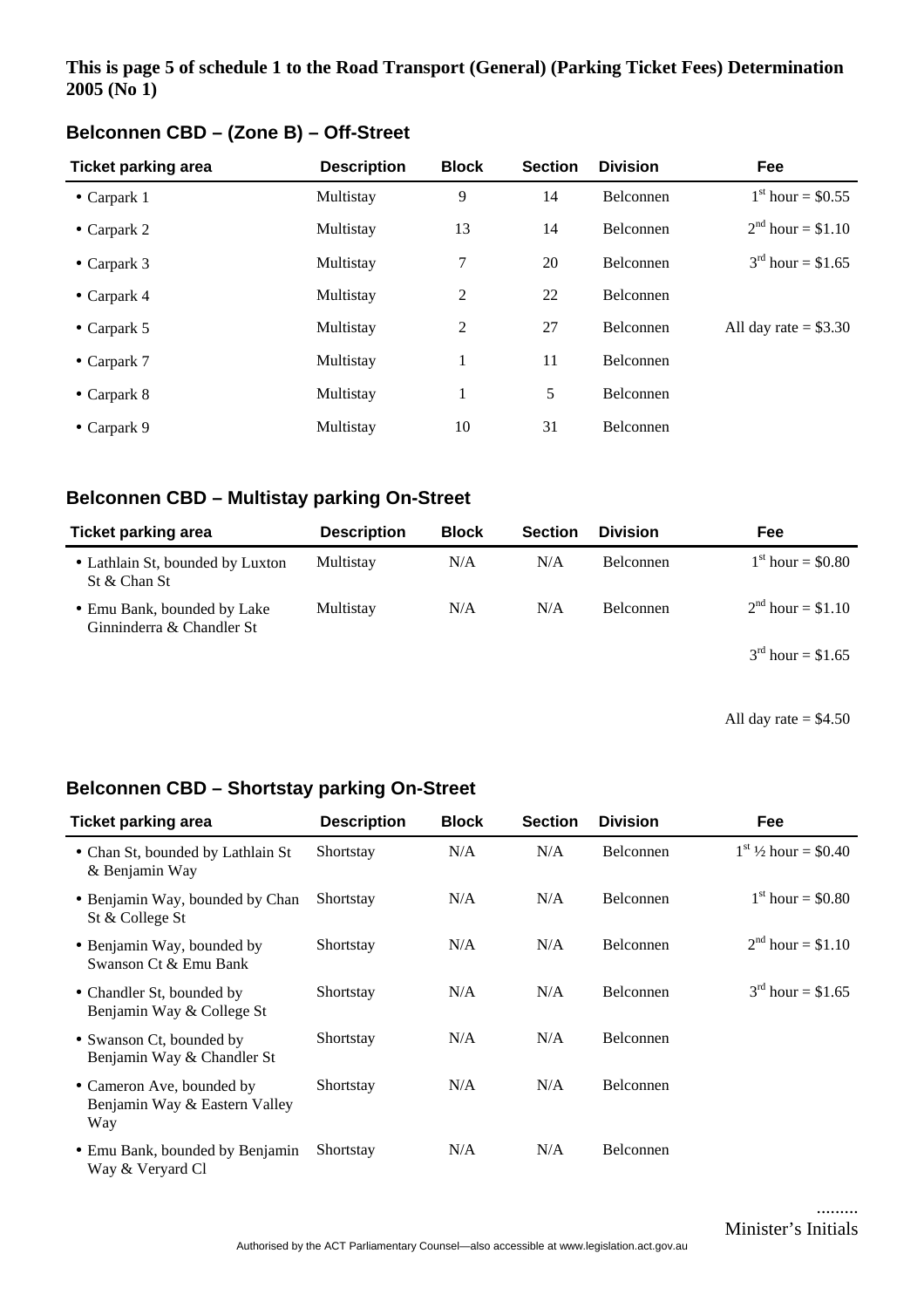**This is page 5 of schedule 1 to the Road Transport (General) (Parking Ticket Fees) Determination 2005 (No 1)**

## Belconnen CBD – (Zone B) – Off-Street

| Ticket parking area | Description | Block | Section | Division | Fee |
|---|---|---|---|---|---|
| • Carpark 1 | Multistay | 9 | 14 | Belconnen | 1st hour = $0.55 |
| • Carpark 2 | Multistay | 13 | 14 | Belconnen | 2nd hour = $1.10 |
| • Carpark 3 | Multistay | 7 | 20 | Belconnen | 3rd hour = $1.65 |
| • Carpark 4 | Multistay | 2 | 22 | Belconnen | |
| • Carpark 5 | Multistay | 2 | 27 | Belconnen | All day rate = $3.30 |
| • Carpark 7 | Multistay | 1 | 11 | Belconnen | |
| • Carpark 8 | Multistay | 1 | 5 | Belconnen | |
| • Carpark 9 | Multistay | 10 | 31 | Belconnen | |

## Belconnen CBD – Multistay parking On-Street

| Ticket parking area | Description | Block | Section | Division | Fee |
|---|---|---|---|---|---|
| • Lathlain St, bounded by Luxton St & Chan St | Multistay | N/A | N/A | Belconnen | 1st hour = $0.80 |
| • Emu Bank, bounded by Lake Ginninderra & Chandler St | Multistay | N/A | N/A | Belconnen | 2nd hour = $1.10 |
| | | | | | 3rd hour = $1.65 |
| | | | | | All day rate = $4.50 |

## Belconnen CBD – Shortstay parking On-Street

| Ticket parking area | Description | Block | Section | Division | Fee |
|---|---|---|---|---|---|
| • Chan St, bounded by Lathlain St & Benjamin Way | Shortstay | N/A | N/A | Belconnen | 1st ½ hour = $0.40 |
| • Benjamin Way, bounded by Chan St & College St | Shortstay | N/A | N/A | Belconnen | 1st hour = $0.80 |
| • Benjamin Way, bounded by Swanson Ct & Emu Bank | Shortstay | N/A | N/A | Belconnen | 2nd hour = $1.10 |
| • Chandler St, bounded by Benjamin Way & College St | Shortstay | N/A | N/A | Belconnen | 3rd hour = $1.65 |
| • Swanson Ct, bounded by Benjamin Way & Chandler St | Shortstay | N/A | N/A | Belconnen | |
| • Cameron Ave, bounded by Benjamin Way & Eastern Valley Way | Shortstay | N/A | N/A | Belconnen | |
| • Emu Bank, bounded by Benjamin Way & Veryard Cl | Shortstay | N/A | N/A | Belconnen | |

.........
Minister's Initials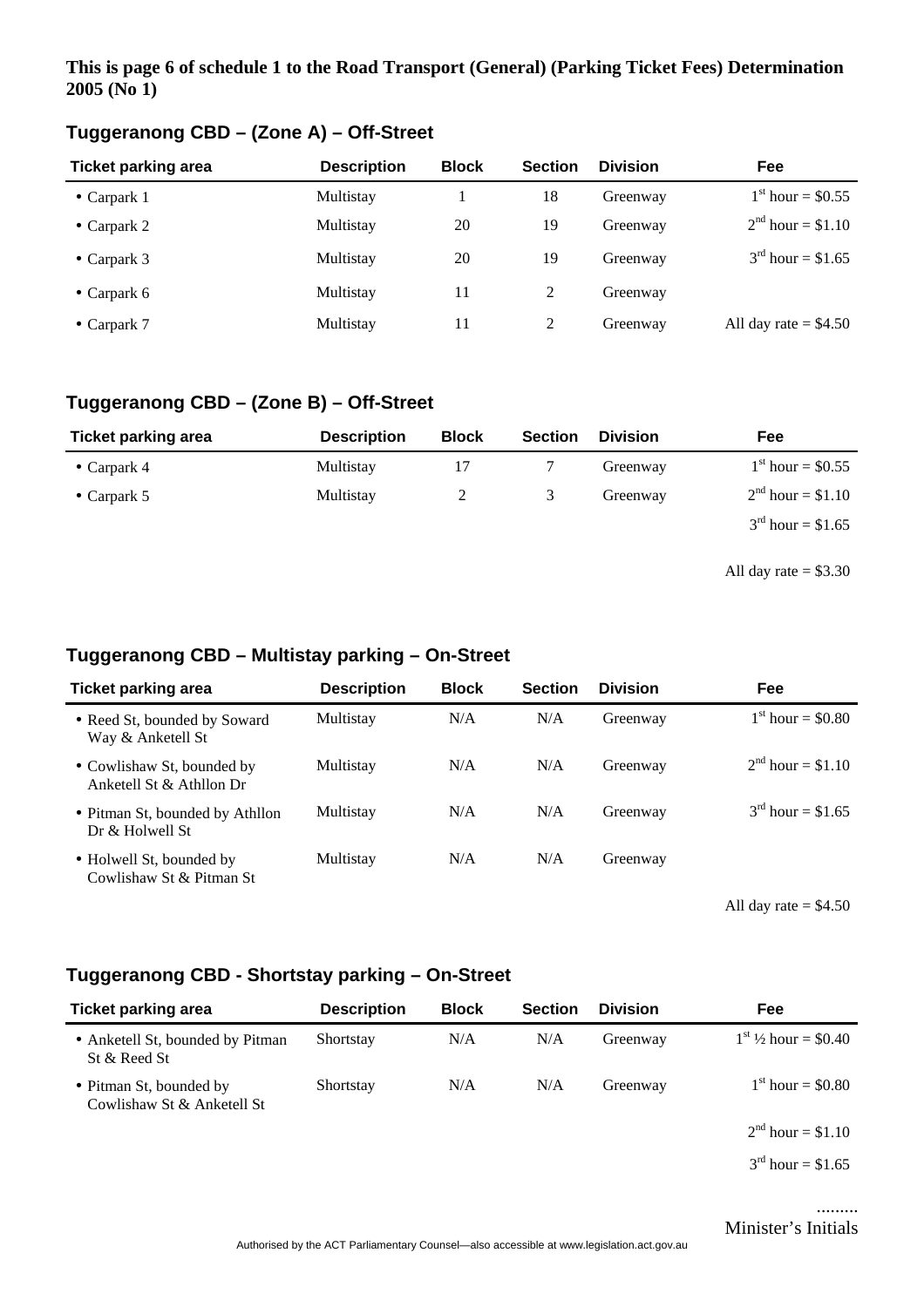**This is page 6 of schedule 1 to the Road Transport (General) (Parking Ticket Fees) Determination 2005 (No 1)**

## Tuggeranong CBD – (Zone A) – Off-Street

| Ticket parking area | Description | Block | Section | Division | Fee |
|---|---|---|---|---|---|
| • Carpark 1 | Multistay | 1 | 18 | Greenway | 1st hour = $0.55 |
| • Carpark 2 | Multistay | 20 | 19 | Greenway | 2nd hour = $1.10 |
| • Carpark 3 | Multistay | 20 | 19 | Greenway | 3rd hour = $1.65 |
| • Carpark 6 | Multistay | 11 | 2 | Greenway | |
| • Carpark 7 | Multistay | 11 | 2 | Greenway | All day rate = $4.50 |

## Tuggeranong CBD – (Zone B) – Off-Street

| Ticket parking area | Description | Block | Section | Division | Fee |
|---|---|---|---|---|---|
| • Carpark 4 | Multistay | 17 | 7 | Greenway | 1st hour = $0.55 |
| • Carpark 5 | Multistay | 2 | 3 | Greenway | 2nd hour = $1.10 |
| | | | | | 3rd hour = $1.65 |
| | | | | | All day rate = $3.30 |

## Tuggeranong CBD – Multistay parking – On-Street

| Ticket parking area | Description | Block | Section | Division | Fee |
|---|---|---|---|---|---|
| • Reed St, bounded by Soward Way & Anketell St | Multistay | N/A | N/A | Greenway | 1st hour = $0.80 |
| • Cowlishaw St, bounded by Anketell St & Athllon Dr | Multistay | N/A | N/A | Greenway | 2nd hour = $1.10 |
| • Pitman St, bounded by Athllon Dr & Holwell St | Multistay | N/A | N/A | Greenway | 3rd hour = $1.65 |
| • Holwell St, bounded by Cowlishaw St & Pitman St | Multistay | N/A | N/A | Greenway | |
| | | | | | All day rate = $4.50 |

## Tuggeranong CBD - Shortstay parking – On-Street

| Ticket parking area | Description | Block | Section | Division | Fee |
|---|---|---|---|---|---|
| • Anketell St, bounded by Pitman St & Reed St | Shortstay | N/A | N/A | Greenway | 1st ½ hour = $0.40 |
| • Pitman St, bounded by Cowlishaw St & Anketell St | Shortstay | N/A | N/A | Greenway | 1st hour = $0.80 |
| | | | | | 2nd hour = $1.10 |
| | | | | | 3rd hour = $1.65 |

.........
Minister's Initials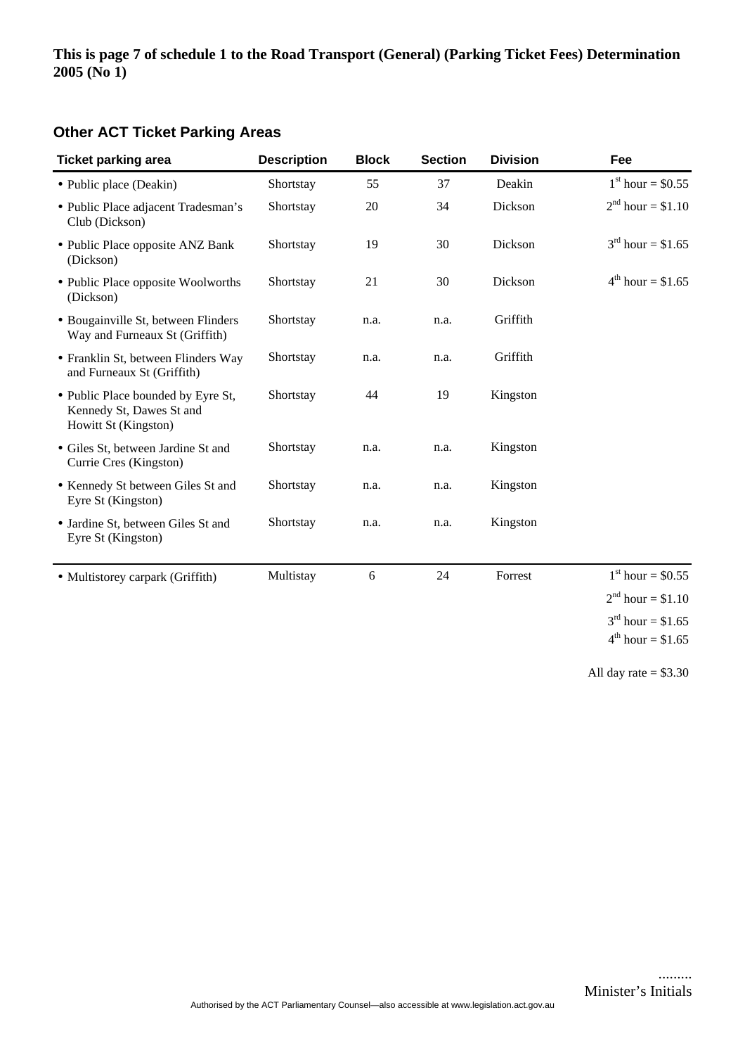**This is page 7 of schedule 1 to the Road Transport (General) (Parking Ticket Fees) Determination 2005 (No 1)**

## Other ACT Ticket Parking Areas

| Ticket parking area | Description | Block | Section | Division | Fee |
|---|---|---|---|---|---|
| • Public place (Deakin) | Shortstay | 55 | 37 | Deakin | 1st hour = $0.55 |
| • Public Place adjacent Tradesman's Club (Dickson) | Shortstay | 20 | 34 | Dickson | 2nd hour = $1.10 |
| • Public Place opposite ANZ Bank (Dickson) | Shortstay | 19 | 30 | Dickson | 3rd hour = $1.65 |
| • Public Place opposite Woolworths (Dickson) | Shortstay | 21 | 30 | Dickson | 4th hour = $1.65 |
| • Bougainville St, between Flinders Way and Furneaux St (Griffith) | Shortstay | n.a. | n.a. | Griffith | |
| • Franklin St, between Flinders Way and Furneaux St (Griffith) | Shortstay | n.a. | n.a. | Griffith | |
| • Public Place bounded by Eyre St, Kennedy St, Dawes St and Howitt St (Kingston) | Shortstay | 44 | 19 | Kingston | |
| • Giles St, between Jardine St and Currie Cres (Kingston) | Shortstay | n.a. | n.a. | Kingston | |
| • Kennedy St between Giles St and Eyre St (Kingston) | Shortstay | n.a. | n.a. | Kingston | |
| • Jardine St, between Giles St and Eyre St (Kingston) | Shortstay | n.a. | n.a. | Kingston | |
| • Multistorey carpark (Griffith) | Multistay | 6 | 24 | Forrest | 1st hour = $0.55<br>2nd hour = $1.10<br>3rd hour = $1.65<br>4th hour = $1.65<br><br>All day rate = $3.30 |

.........
Minister's Initials